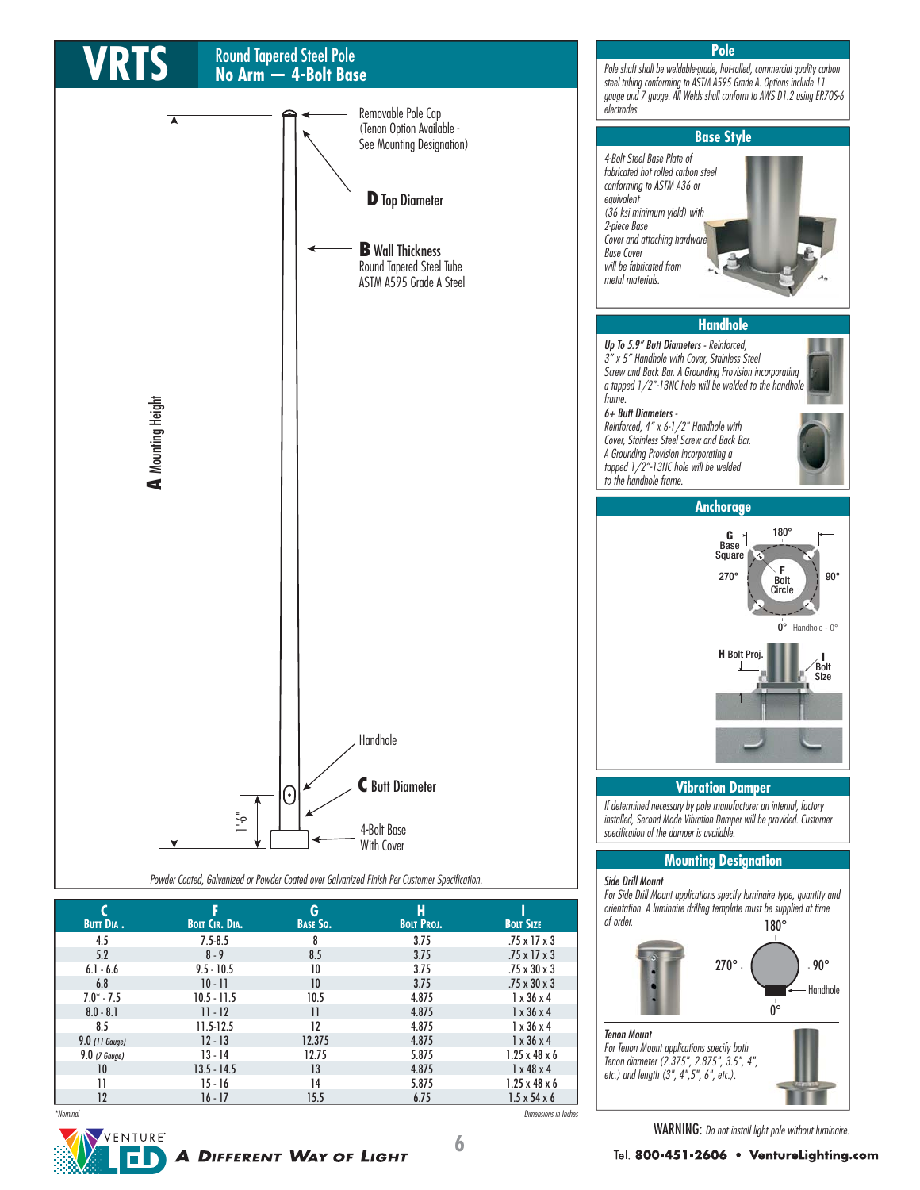# VRTS

## Round Tapered Steel Pole
## No Arm — 4-Bolt Base

Removable Pole Cap (Tenon Option Available - See Mounting Designation)

**D** Top Diameter

**B** Wall Thickness
Round Tapered Steel Tube
ASTM A595 Grade A Steel

**A** Mounting Height

Handhole

**C** Butt Diameter

1'-6"

4-Bolt Base With Cover

*Powder Coated, Galvanized or Powder Coated over Galvanized Finish Per Customer Specification.*

| C Butt Dia. | F Bolt Cir. Dia. | G Base Sq. | H Bolt Proj. | I Bolt Size |
|---|---|---|---|---|
| 4.5 | 7.5-8.5 | 8 | 3.75 | .75 x 17 x 3 |
| 5.2 | 8 - 9 | 8.5 | 3.75 | .75 x 17 x 3 |
| 6.1 - 6.6 | 9.5 - 10.5 | 10 | 3.75 | .75 x 30 x 3 |
| 6.8 | 10 - 11 | 10 | 3.75 | .75 x 30 x 3 |
| 7.0* - 7.5 | 10.5 - 11.5 | 10.5 | 4.875 | 1 x 36 x 4 |
| 8.0 - 8.1 | 11 - 12 | 11 | 4.875 | 1 x 36 x 4 |
| 8.5 | 11.5-12.5 | 12 | 4.875 | 1 x 36 x 4 |
| 9.0 (11 Gauge) | 12 - 13 | 12.375 | 4.875 | 1 x 36 x 4 |
| 9.0 (7 Gauge) | 13 - 14 | 12.75 | 5.875 | 1.25 x 48 x 6 |
| 10 | 13.5 - 14.5 | 13 | 4.875 | 1 x 48 x 4 |
| 11 | 15 - 16 | 14 | 5.875 | 1.25 x 48 x 6 |
| 12 | 16 - 17 | 15.5 | 6.75 | 1.5 x 54 x 6 |

*\*Nominal*

*Dimensions in Inches*

## Pole

*Pole shaft shall be weldable-grade, hot-rolled, commercial quality carbon steel tubing conforming to ASTM A595 Grade A. Options include 11 gauge and 7 gauge. All Welds shall conform to AWS D1.2 using ER70S-6 electrodes.*

## Base Style

*4-Bolt Steel Base Plate of fabricated hot rolled carbon steel conforming to ASTM A36 or equivalent (36 ksi minimum yield) with 2-piece Base Cover and attaching hardware. Base Cover will be fabricated from metal materials.*

## Handhole

***Up To 5.9" Butt Diameters** - Reinforced, 3" x 5" Handhole with Cover, Stainless Steel Screw and Back Bar. A Grounding Provision incorporating a tapped 1/2"-13NC hole will be welded to the handhole frame.*

***6+ Butt Diameters** - Reinforced, 4" x 6-1/2" Handhole with Cover, Stainless Steel Screw and Back Bar. A Grounding Provision incorporating a tapped 1/2"-13NC hole will be welded to the handhole frame.*

## Anchorage

G Base Square; F Bolt Circle; 180°; 270°; 90°; 0° Handhole - 0°

H Bolt Proj.; I Bolt Size

## Vibration Damper

*If determined necessary by pole manufacturer an internal, factory installed, Second Mode Vibration Damper will be provided. Customer specification of the damper is available.*

## Mounting Designation

***Side Drill Mount***
*For Side Drill Mount applications specify luminaire type, quantity and orientation. A luminaire drilling template must be supplied at time of order.*

180°; 270°; 90°; 0°; Handhole

***Tenon Mount***
*For Tenon Mount applications specify both Tenon diameter (2.375", 2.875", 3.5", 4", etc.) and length (3", 4",5", 6", etc.).*

**WARNING:** *Do not install light pole without luminaire.*

VENTURE LED — A Different Way of Light

Tel. 800-451-2606 • VentureLighting.com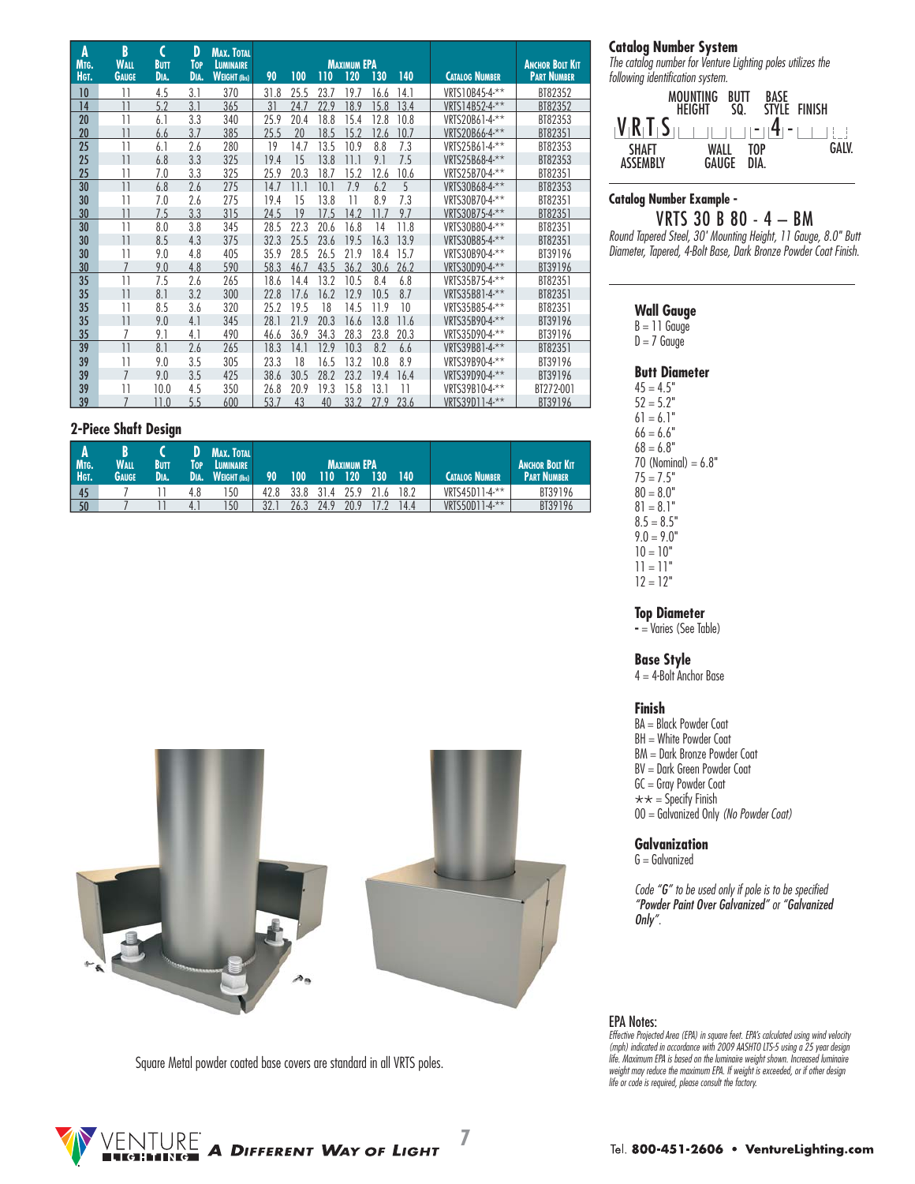| A Mtg. Hgt. | B Wall Gauge | C Butt Dia. | D Top Dia. | Max. Total Luminaire Weight (lbs) | Maximum EPA 90 | 100 | 110 | 120 | 130 | 140 | Catalog Number | Anchor Bolt Kit Part Number |
|---|---|---|---|---|---|---|---|---|---|---|---|---|
| 10 | 11 | 4.5 | 3.1 | 370 | 31.8 | 25.5 | 23.7 | 19.7 | 16.6 | 14.1 | VRTS10B45-4-** | BT82352 |
| 14 | 11 | 5.2 | 3.1 | 365 | 31 | 24.7 | 22.9 | 18.9 | 15.8 | 13.4 | VRTS14B52-4-** | BT82352 |
| 20 | 11 | 6.1 | 3.3 | 340 | 25.9 | 20.4 | 18.8 | 15.4 | 12.8 | 10.8 | VRTS20B61-4-** | BT82353 |
| 20 | 11 | 6.6 | 3.7 | 385 | 25.5 | 20 | 18.5 | 15.2 | 12.6 | 10.7 | VRTS20B66-4-** | BT82351 |
| 25 | 11 | 6.1 | 2.6 | 280 | 19 | 14.7 | 13.5 | 10.9 | 8.8 | 7.3 | VRTS25B61-4-** | BT82353 |
| 25 | 11 | 6.8 | 3.3 | 325 | 19.4 | 15 | 13.8 | 11.1 | 9.1 | 7.5 | VRTS25B68-4-** | BT82353 |
| 25 | 11 | 7.0 | 3.3 | 325 | 25.9 | 20.3 | 18.7 | 15.2 | 12.6 | 10.6 | VRTS25B70-4-** | BT82351 |
| 30 | 11 | 6.8 | 2.6 | 275 | 14.7 | 11.1 | 10.1 | 7.9 | 6.2 | 5 | VRTS30B68-4-** | BT82353 |
| 30 | 11 | 7.0 | 2.6 | 275 | 19.4 | 15 | 13.8 | 11 | 8.9 | 7.3 | VRTS30B70-4-** | BT82351 |
| 30 | 11 | 7.5 | 3.3 | 315 | 24.5 | 19 | 17.5 | 14.2 | 11.7 | 9.7 | VRTS30B75-4-** | BT82351 |
| 30 | 11 | 8.0 | 3.8 | 345 | 28.5 | 22.3 | 20.6 | 16.8 | 14 | 11.8 | VRTS30B80-4-** | BT82351 |
| 30 | 11 | 8.5 | 4.3 | 375 | 32.3 | 25.5 | 23.6 | 19.5 | 16.3 | 13.9 | VRTS30B85-4-** | BT82351 |
| 30 | 11 | 9.0 | 4.8 | 405 | 35.9 | 28.5 | 26.5 | 21.9 | 18.4 | 15.7 | VRTS30B90-4-** | BT39196 |
| 30 | 7 | 9.0 | 4.8 | 590 | 58.3 | 46.7 | 43.5 | 36.2 | 30.6 | 26.2 | VRTS30D90-4-** | BT39196 |
| 35 | 11 | 7.5 | 2.6 | 265 | 18.6 | 14.4 | 13.2 | 10.5 | 8.4 | 6.8 | VRTS35B75-4-** | BT82351 |
| 35 | 11 | 8.1 | 3.2 | 300 | 22.8 | 17.6 | 16.2 | 12.9 | 10.5 | 8.7 | VRTS35B81-4-** | BT82351 |
| 35 | 11 | 8.5 | 3.6 | 320 | 25.2 | 19.5 | 18 | 14.5 | 11.9 | 10 | VRTS35B85-4-** | BT82351 |
| 35 | 11 | 9.0 | 4.1 | 345 | 28.1 | 21.9 | 20.3 | 16.6 | 13.8 | 11.6 | VRTS35B90-4-** | BT39196 |
| 35 | 7 | 9.1 | 4.1 | 490 | 46.6 | 36.9 | 34.3 | 28.3 | 23.8 | 20.3 | VRTS35D90-4-** | BT39196 |
| 39 | 11 | 8.1 | 2.6 | 265 | 18.3 | 14.1 | 12.9 | 10.3 | 8.2 | 6.6 | VRTS39B81-4-** | BT82351 |
| 39 | 11 | 9.0 | 3.5 | 305 | 23.3 | 18 | 16.5 | 13.2 | 10.8 | 8.9 | VRTS39B90-4-** | BT39196 |
| 39 | 7 | 9.0 | 3.5 | 425 | 38.6 | 30.5 | 28.2 | 23.2 | 19.4 | 16.4 | VRTS39D90-4-** | BT39196 |
| 39 | 11 | 10.0 | 4.5 | 350 | 26.8 | 20.9 | 19.3 | 15.8 | 13.1 | 11 | VRTS39B10-4-** | BT272-001 |
| 39 | 7 | 11.0 | 5.5 | 600 | 53.7 | 43 | 40 | 33.2 | 27.9 | 23.6 | VRTS39D11-4-** | BT39196 |

## 2-Piece Shaft Design

| A Mtg. Hgt. | B Wall Gauge | C Butt Dia. | D Top Dia. | Max. Total Luminaire Weight (lbs) | Maximum EPA 90 | 100 | 110 | 120 | 130 | 140 | Catalog Number | Anchor Bolt Kit Part Number |
|---|---|---|---|---|---|---|---|---|---|---|---|---|
| 45 | 7 | 11 | 4.8 | 150 | 42.8 | 33.8 | 31.4 | 25.9 | 21.6 | 18.2 | VRTS45D11-4-** | BT39196 |
| 50 | 7 | 11 | 4.1 | 150 | 32.1 | 26.3 | 24.9 | 20.9 | 17.2 | 14.4 | VRTS50D11-4-** | BT39196 |

Square Metal powder coated base covers are standard in all VRTS poles.

## Catalog Number System

*The catalog number for Venture Lighting poles utilizes the following identification system.*

V R T S [MOUNTING HEIGHT] [WALL GAUGE] [BUTT SQ.] - [TOP DIA.] [BASE STYLE] 4 - [FINISH] [GALV.]

SHAFT ASSEMBLY

## Catalog Number Example -

VRTS 30 B 80 - 4 – BM

*Round Tapered Steel, 30' Mounting Height, 11 Gauge, 8.0" Butt Diameter, Tapered, 4-Bolt Base, Dark Bronze Powder Coat Finish.*

### Wall Gauge

B = 11 Gauge
D = 7 Gauge

### Butt Diameter

45 = 4.5"
52 = 5.2"
61 = 6.1"
66 = 6.6"
68 = 6.8"
70 (Nominal) = 6.8"
75 = 7.5"
80 = 8.0"
81 = 8.1"
8.5 = 8.5"
9.0 = 9.0"
10 = 10"
11 = 11"
12 = 12"

### Top Diameter

**-** = Varies (See Table)

### Base Style

4 = 4-Bolt Anchor Base

### Finish

BA = Black Powder Coat
BH = White Powder Coat
BM = Dark Bronze Powder Coat
BV = Dark Green Powder Coat
GC = Gray Powder Coat
★★ = Specify Finish
00 = Galvanized Only *(No Powder Coat)*

### Galvanization

G = Galvanized

*Code "G" to be used only if pole is to be specified "Powder Paint Over Galvanized" or "Galvanized Only".*

### EPA Notes:

*Effective Projected Area (EPA) in square feet. EPA's calculated using wind velocity (mph) indicated in accordance with 2009 AASHTO LTS-5 using a 25 year design life. Maximum EPA is based on the luminaire weight shown. Increased luminaire weight may reduce the maximum EPA. If weight is exceeded, or if other design life or code is required, please consult the factory.*

VENTURE LIGHTING — A Different Way of Light

Tel. 800-451-2606 • VentureLighting.com